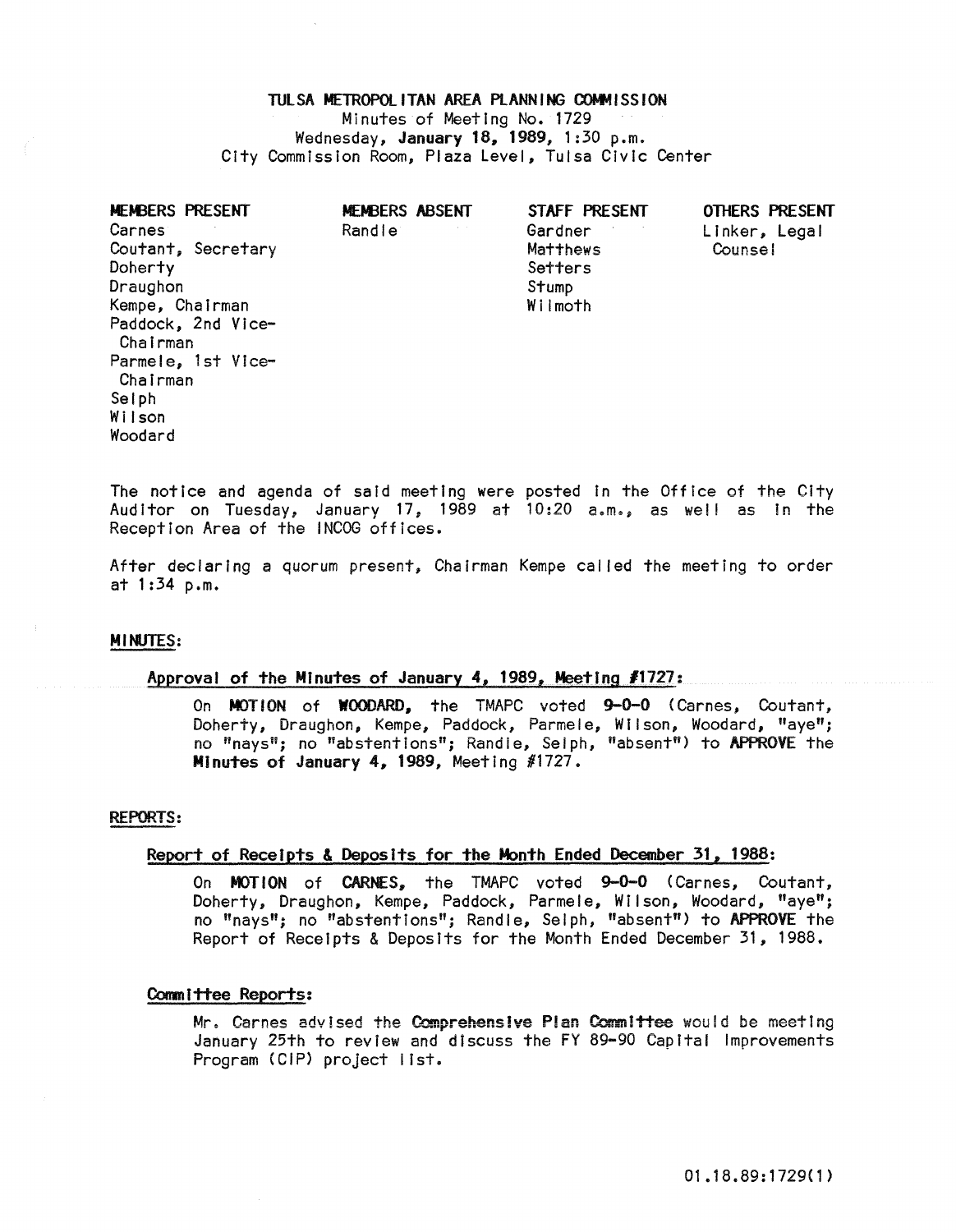# TULSA METROPOLITAN AREA PLANNING COMMISSION

Minutes of Meeting No. 1729
Wednesday, **January 18, 1989**, 1:30 p.m.
City Commission Room, Plaza Level, Tulsa Civic Center

| MEMBERS PRESENT | MEMBERS ABSENT | STAFF PRESENT | OTHERS PRESENT |
|---|---|---|---|
| Carnes | Randle | Gardner | Linker, Legal Counsel |
| Coutant, Secretary | | Matthews | |
| Doherty | | Setters | |
| Draughon | | Stump | |
| Kempe, Chairman | | Wilmoth | |
| Paddock, 2nd Vice-Chairman | | | |
| Parmele, 1st Vice-Chairman | | | |
| Selph | | | |
| Wilson | | | |
| Woodard | | | |

The notice and agenda of said meeting were posted in the Office of the City Auditor on Tuesday, January 17, 1989 at 10:20 a.m., as well as in the Reception Area of the INCOG offices.

After declaring a quorum present, Chairman Kempe called the meeting to order at 1:34 p.m.

## MINUTES:

### Approval of the Minutes of January 4, 1989, Meeting #1727:

On **MOTION** of **WOODARD**, the TMAPC voted **9-0-0** (Carnes, Coutant, Doherty, Draughon, Kempe, Paddock, Parmele, Wilson, Woodard, "aye"; no "nays"; no "abstentions"; Randle, Selph, "absent") to **APPROVE** the **Minutes of January 4, 1989**, Meeting #1727.

## REPORTS:

### Report of Receipts & Deposits for the Month Ended December 31, 1988:

On **MOTION** of **CARNES**, the TMAPC voted **9-0-0** (Carnes, Coutant, Doherty, Draughon, Kempe, Paddock, Parmele, Wilson, Woodard, "aye"; no "nays"; no "abstentions"; Randle, Selph, "absent") to **APPROVE** the Report of Receipts & Deposits for the Month Ended December 31, 1988.

### Committee Reports:

Mr. Carnes advised the **Comprehensive Plan Committee** would be meeting January 25th to review and discuss the FY 89-90 Capital Improvements Program (CIP) project list.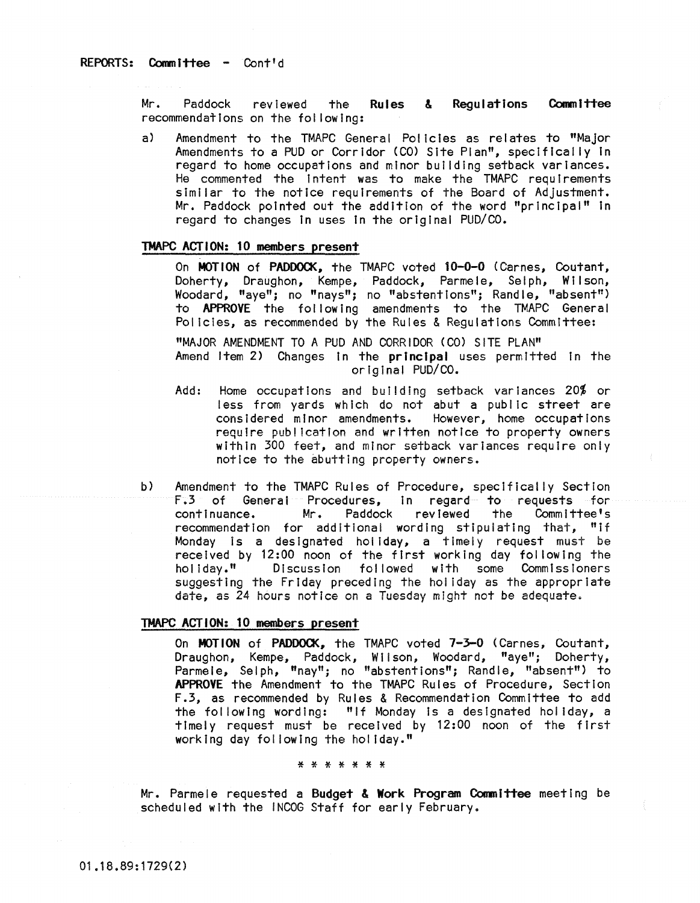**REPORTS: Committee - Cont'd**

Mr. Paddock reviewed the **Rules & Regulations Committee** recommendations on the following:

a) Amendment to the TMAPC General Policies as relates to "Major Amendments to a PUD or Corridor (CO) Site Plan", specifically in regard to home occupations and minor building setback variances. He commented the intent was to make the TMAPC requirements similar to the notice requirements of the Board of Adjustment. Mr. Paddock pointed out the addition of the word "principal" in regard to changes in uses in the original PUD/CO.

**TMAPC ACTION: 10 members present**

On **MOTION** of **PADDOCK**, the TMAPC voted **10-0-0** (Carnes, Coutant, Doherty, Draughon, Kempe, Paddock, Parmele, Selph, Wilson, Woodard, "aye"; no "nays"; no "abstentions"; Randle, "absent") to **APPROVE** the following amendments to the TMAPC General Policies, as recommended by the Rules & Regulations Committee:

"MAJOR AMENDMENT TO A PUD AND CORRIDOR (CO) SITE PLAN"
Amend Item 2) Changes in the **principal** uses permitted in the original PUD/CO.

Add: Home occupations and building setback variances 20% or less from yards which do not abut a public street are considered minor amendments. However, home occupations require publication and written notice to property owners within 300 feet, and minor setback variances require only notice to the abutting property owners.

b) Amendment to the TMAPC Rules of Procedure, specifically Section F.3 of General Procedures, in regard to requests for continuance. Mr. Paddock reviewed the Committee's recommendation for additional wording stipulating that, "If Monday is a designated holiday, a timely request must be received by 12:00 noon of the first working day following the holiday." Discussion followed with some Commissioners suggesting the Friday preceding the holiday as the appropriate date, as 24 hours notice on a Tuesday might not be adequate.

**TMAPC ACTION: 10 members present**

On **MOTION** of **PADDOCK**, the TMAPC voted **7-3-0** (Carnes, Coutant, Draughon, Kempe, Paddock, Wilson, Woodard, "aye"; Doherty, Parmele, Selph, "nay"; no "abstentions"; Randle, "absent") to **APPROVE** the Amendment to the TMAPC Rules of Procedure, Section F.3, as recommended by Rules & Recommendation Committee to add the following wording: "If Monday is a designated holiday, a timely request must be received by 12:00 noon of the first working day following the holiday."

\* \* \* \* \* \* \*

Mr. Parmele requested a **Budget & Work Program Committee** meeting be scheduled with the INCOG Staff for early February.

01.18.89:1729(2)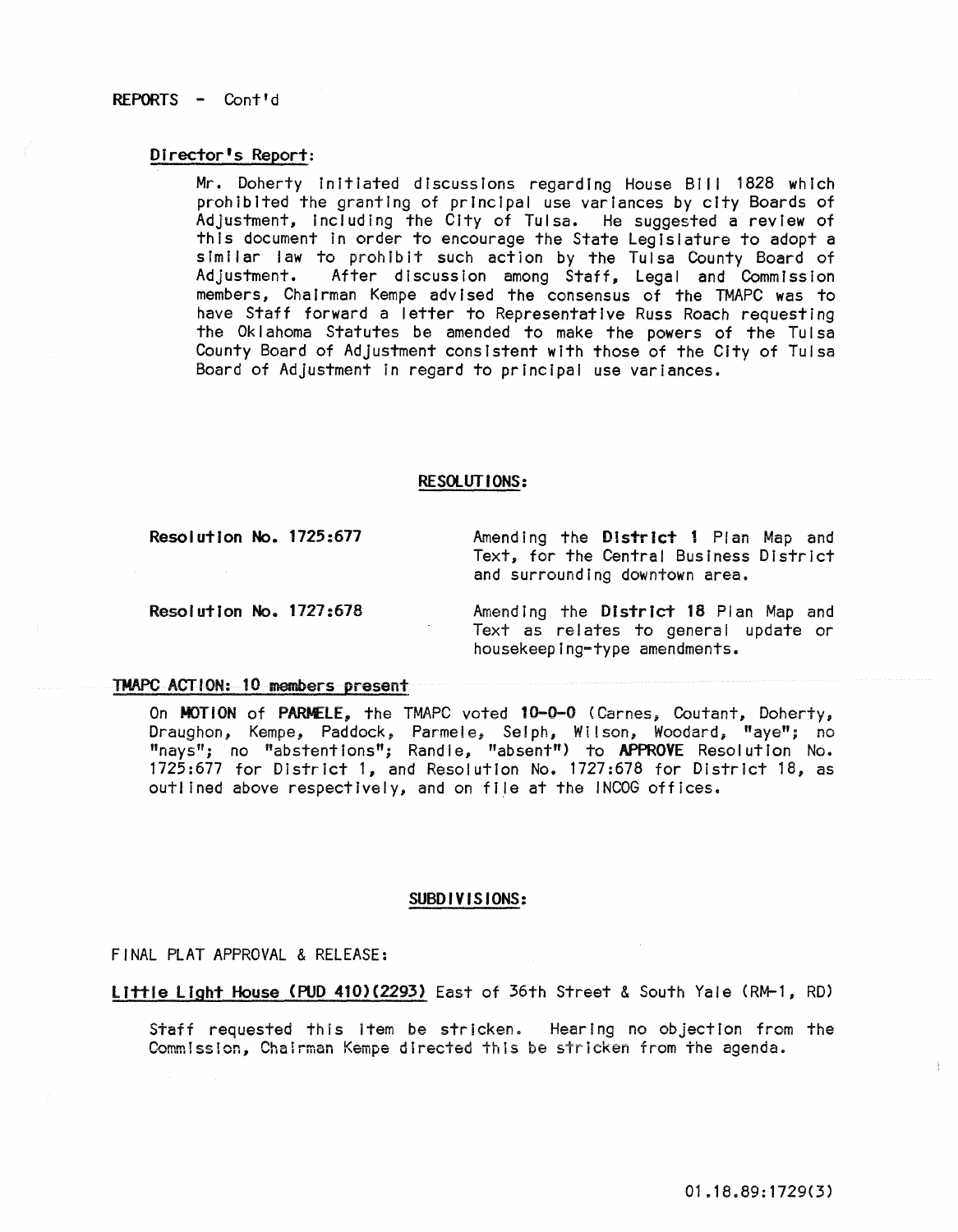REPORTS - Cont'd

**Director's Report:**

Mr. Doherty initiated discussions regarding House Bill 1828 which prohibited the granting of principal use variances by city Boards of Adjustment, including the City of Tulsa. He suggested a review of this document in order to encourage the State Legislature to adopt a similar law to prohibit such action by the Tulsa County Board of Adjustment. After discussion among Staff, Legal and Commission members, Chairman Kempe advised the consensus of the TMAPC was to have Staff forward a letter to Representative Russ Roach requesting the Oklahoma Statutes be amended to make the powers of the Tulsa County Board of Adjustment consistent with those of the City of Tulsa Board of Adjustment in regard to principal use variances.

## RESOLUTIONS:

**Resolution No. 1725:677** — Amending the **District 1** Plan Map and Text, for the Central Business District and surrounding downtown area.

**Resolution No. 1727:678** — Amending the **District 18** Plan Map and Text as relates to general update or housekeeping-type amendments.

TMAPC ACTION: 10 members present

On **MOTION** of **PARMELE**, the TMAPC voted **10-0-0** (Carnes, Coutant, Doherty, Draughon, Kempe, Paddock, Parmele, Selph, Wilson, Woodard, "aye"; no "nays"; no "abstentions"; Randle, "absent") to **APPROVE** Resolution No. 1725:677 for District 1, and Resolution No. 1727:678 for District 18, as outlined above respectively, and on file at the INCOG offices.

## SUBDIVISIONS:

FINAL PLAT APPROVAL & RELEASE:

**Little Light House (PUD 410)(2293)** East of 36th Street & South Yale (RM-1, RD)

Staff requested this item be stricken. Hearing no objection from the Commission, Chairman Kempe directed this be stricken from the agenda.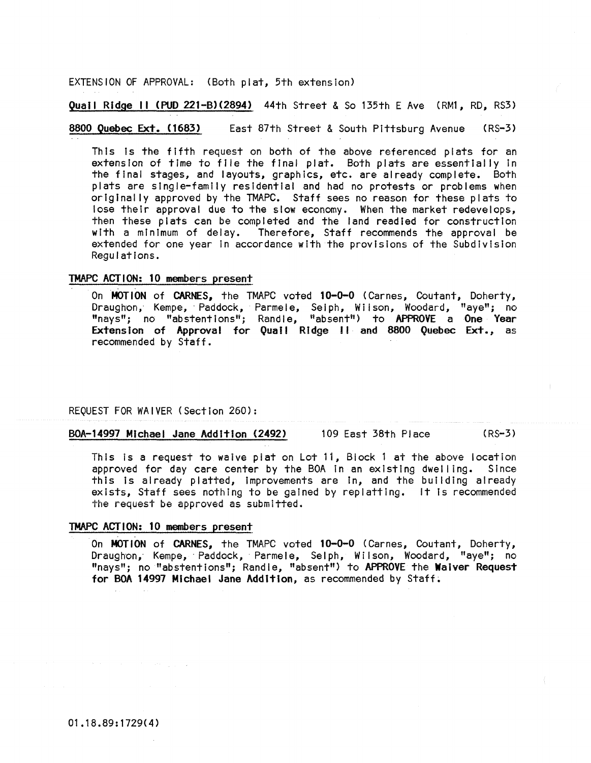EXTENSION OF APPROVAL: (Both plat, 5th extension)

**Quail Ridge II (PUD 221-B)(2894)** 44th Street & So 135th E Ave (RM1, RD, RS3)

**8800 Quebec Ext. (1683)** East 87th Street & South Pittsburg Avenue (RS-3)

This is the fifth request on both of the above referenced plats for an extension of time to file the final plat. Both plats are essentially in the final stages, and layouts, graphics, etc. are already complete. Both plats are single-family residential and had no protests or problems when originally approved by the TMAPC. Staff sees no reason for these plats to lose their approval due to the slow economy. When the market redevelops, then these plats can be completed and the land readied for construction with a minimum of delay. Therefore, Staff recommends the approval be extended for one year in accordance with the provisions of the Subdivision Regulations.

**TMAPC ACTION: 10 members present**

On **MOTION** of **CARNES,** the TMAPC voted **10-0-0** (Carnes, Coutant, Doherty, Draughon, Kempe, Paddock, Parmele, Selph, Wilson, Woodard, "aye"; no "nays"; no "abstentions"; Randle, "absent") to **APPROVE** a **One Year Extension of Approval for Quail Ridge II and 8800 Quebec Ext.,** as recommended by Staff.

REQUEST FOR WAIVER (Section 260):

**BOA-14997 Michael Jane Addition (2492)** 109 East 38th Place (RS-3)

This is a request to waive plat on Lot 11, Block 1 at the above location approved for day care center by the BOA in an existing dwelling. Since this is already platted, improvements are in, and the building already exists, Staff sees nothing to be gained by replatting. It is recommended the request be approved as submitted.

**TMAPC ACTION: 10 members present**

On **MOTION** of **CARNES,** the TMAPC voted **10-0-0** (Carnes, Coutant, Doherty, Draughon, Kempe, Paddock, Parmele, Selph, Wilson, Woodard, "aye"; no "nays"; no "abstentions"; Randle, "absent") to **APPROVE** the **Waiver Request for BOA 14997 Michael Jane Addition,** as recommended by Staff.

01.18.89:1729(4)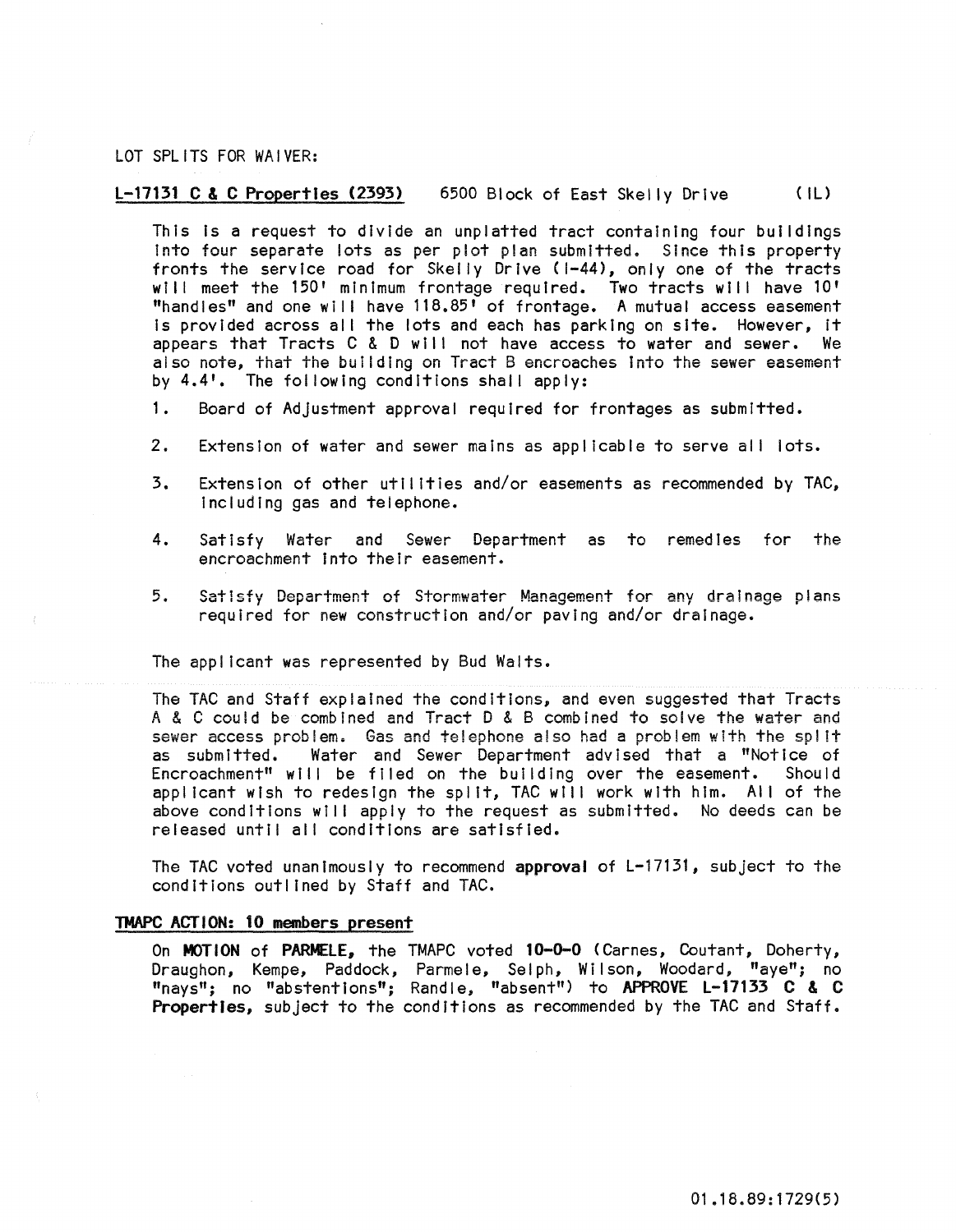LOT SPLITS FOR WAIVER:

**L-17131 C & C Properties (2393)** 6500 Block of East Skelly Drive (IL)

This is a request to divide an unplatted tract containing four buildings into four separate lots as per plot plan submitted. Since this property fronts the service road for Skelly Drive (I-44), only one of the tracts will meet the 150' minimum frontage required. Two tracts will have 10' "handles" and one will have 118.85' of frontage. A mutual access easement is provided across all the lots and each has parking on site. However, it appears that Tracts C & D will not have access to water and sewer. We also note, that the building on Tract B encroaches into the sewer easement by 4.4'. The following conditions shall apply:

1. Board of Adjustment approval required for frontages as submitted.
2. Extension of water and sewer mains as applicable to serve all lots.
3. Extension of other utilities and/or easements as recommended by TAC, including gas and telephone.
4. Satisfy Water and Sewer Department as to remedies for the encroachment into their easement.
5. Satisfy Department of Stormwater Management for any drainage plans required for new construction and/or paving and/or drainage.

The applicant was represented by Bud Walts.

The TAC and Staff explained the conditions, and even suggested that Tracts A & C could be combined and Tract D & B combined to solve the water and sewer access problem. Gas and telephone also had a problem with the split as submitted. Water and Sewer Department advised that a "Notice of Encroachment" will be filed on the building over the easement. Should applicant wish to redesign the split, TAC will work with him. All of the above conditions will apply to the request as submitted. No deeds can be released until all conditions are satisfied.

The TAC voted unanimously to recommend **approval** of L-17131, subject to the conditions outlined by Staff and TAC.

**TMAPC ACTION: 10 members present**

On **MOTION** of **PARMELE**, the TMAPC voted **10-0-0** (Carnes, Coutant, Doherty, Draughon, Kempe, Paddock, Parmele, Selph, Wilson, Woodard, "aye"; no "nays"; no "abstentions"; Randle, "absent") to **APPROVE L-17133 C & C Properties**, subject to the conditions as recommended by the TAC and Staff.

01.18.89:1729(5)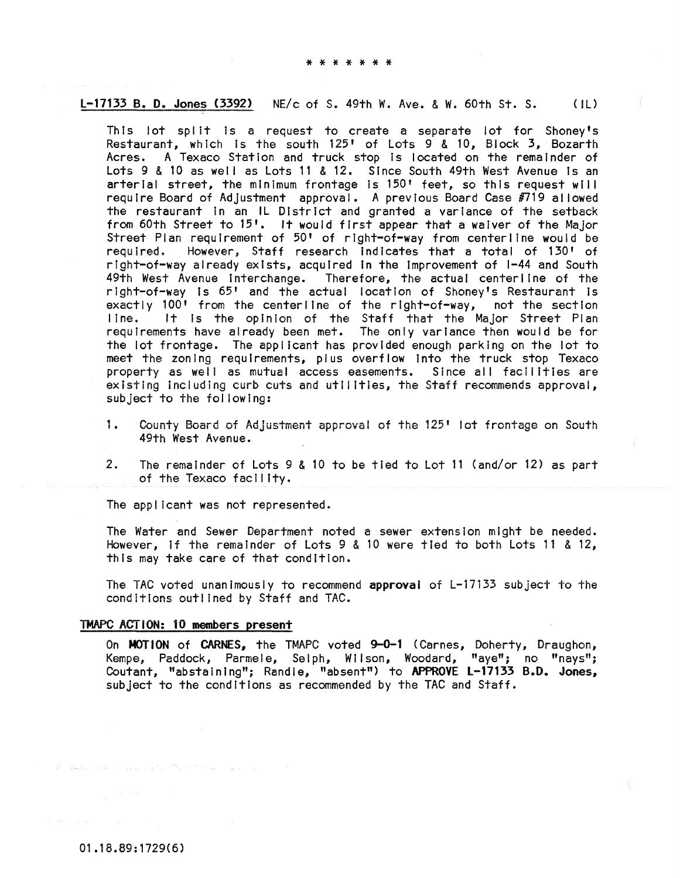\* \* \* \* \* \* \*

**L-17133 B. D. Jones (3392)** NE/c of S. 49th W. Ave. & W. 60th St. S. (IL)

This lot split is a request to create a separate lot for Shoney's Restaurant, which is the south 125' of Lots 9 & 10, Block 3, Bozarth Acres. A Texaco Station and truck stop is located on the remainder of Lots 9 & 10 as well as Lots 11 & 12. Since South 49th West Avenue is an arterial street, the minimum frontage is 150' feet, so this request will require Board of Adjustment approval. A previous Board Case #719 allowed the restaurant in an IL District and granted a variance of the setback from 60th Street to 15'. It would first appear that a waiver of the Major Street Plan requirement of 50' of right-of-way from centerline would be required. However, Staff research indicates that a total of 130' of right-of-way already exists, acquired in the improvement of I-44 and South 49th West Avenue interchange. Therefore, the actual centerline of the right-of-way is 65' and the actual location of Shoney's Restaurant is exactly 100' from the centerline of the right-of-way, not the section line. It is the opinion of the Staff that the Major Street Plan requirements have already been met. The only variance then would be for the lot frontage. The applicant has provided enough parking on the lot to meet the zoning requirements, plus overflow into the truck stop Texaco property as well as mutual access easements. Since all facilities are existing including curb cuts and utilities, the Staff recommends approval, subject to the following:

1. County Board of Adjustment approval of the 125' lot frontage on South 49th West Avenue.

2. The remainder of Lots 9 & 10 to be tied to Lot 11 (and/or 12) as part of the Texaco facility.

The applicant was not represented.

The Water and Sewer Department noted a sewer extension might be needed. However, if the remainder of Lots 9 & 10 were tied to both Lots 11 & 12, this may take care of that condition.

The TAC voted unanimously to recommend **approval** of L-17133 subject to the conditions outlined by Staff and TAC.

**TMAPC ACTION: 10 members present**

On **MOTION** of **CARNES**, the TMAPC voted **9-0-1** (Carnes, Doherty, Draughon, Kempe, Paddock, Parmele, Selph, Wilson, Woodard, "aye"; no "nays"; Coutant, "abstaining"; Randle, "absent") to **APPROVE L-17133 B.D. Jones**, subject to the conditions as recommended by the TAC and Staff.

01.18.89:1729(6)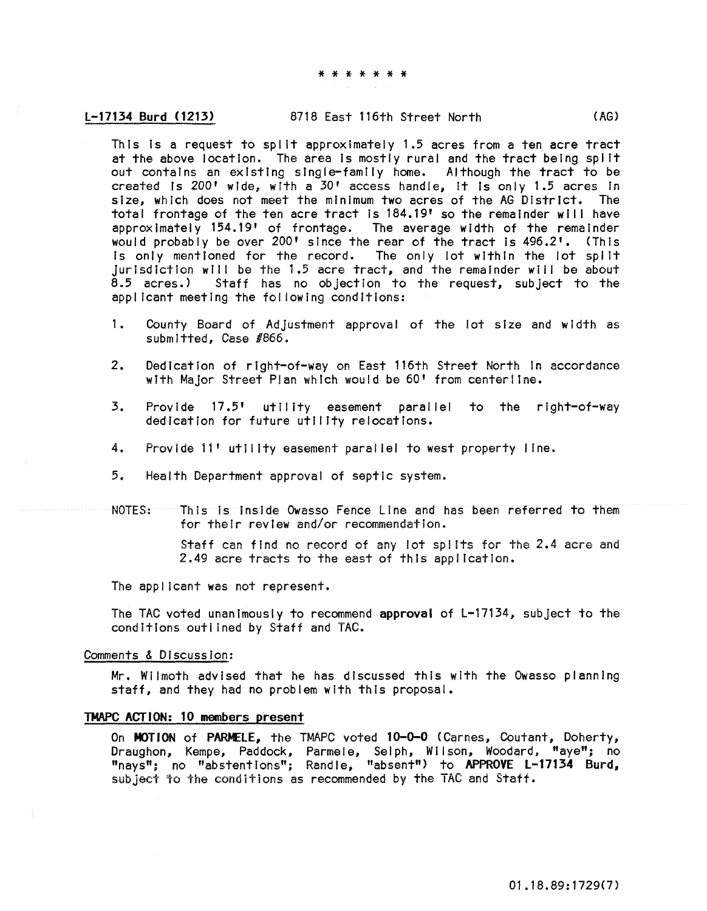\* \* \* \* \* \* \*

**L-17134 Burd (1213)** 8718 East 116th Street North (AG)

This is a request to split approximately 1.5 acres from a ten acre tract at the above location. The area is mostly rural and the tract being split out contains an existing single-family home. Although the tract to be created is 200' wide, with a 30' access handle, it is only 1.5 acres in size, which does not meet the minimum two acres of the AG District. The total frontage of the ten acre tract is 184.19' so the remainder will have approximately 154.19' of frontage. The average width of the remainder would probably be over 200' since the rear of the tract is 496.2'. (This is only mentioned for the record. The only lot within the lot split jurisdiction will be the 1.5 acre tract, and the remainder will be about 8.5 acres.) Staff has no objection to the request, subject to the applicant meeting the following conditions:

1. County Board of Adjustment approval of the lot size and width as submitted, Case #866.
2. Dedication of right-of-way on East 116th Street North in accordance with Major Street Plan which would be 60' from centerline.
3. Provide 17.5' utility easement parallel to the right-of-way dedication for future utility relocations.
4. Provide 11' utility easement parallel to west property line.
5. Health Department approval of septic system.

NOTES: This is inside Owasso Fence Line and has been referred to them for their review and/or recommendation.

Staff can find no record of any lot splits for the 2.4 acre and 2.49 acre tracts to the east of this application.

The applicant was not represent.

The TAC voted unanimously to recommend **approval** of L-17134, subject to the conditions outlined by Staff and TAC.

Comments & Discussion:

Mr. Wilmoth advised that he has discussed this with the Owasso planning staff, and they had no problem with this proposal.

**TMAPC ACTION: 10 members present**

On **MOTION** of **PARMELE,** the TMAPC voted **10-0-0** (Carnes, Coutant, Doherty, Draughon, Kempe, Paddock, Parmele, Selph, Wilson, Woodard, "aye"; no "nays"; no "abstentions"; Randle, "absent") to **APPROVE L-17134 Burd,** subject to the conditions as recommended by the TAC and Staff.

01.18.89:1729(7)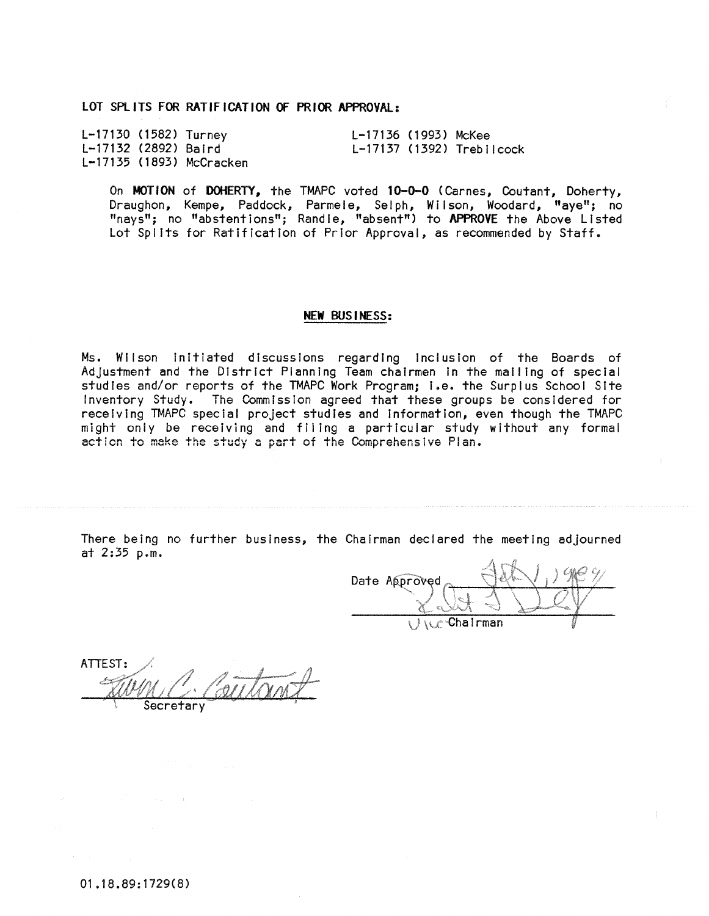**LOT SPLITS FOR RATIFICATION OF PRIOR APPROVAL:**

L-17130 (1582) Turney
L-17132 (2892) Baird
L-17135 (1893) McCracken
L-17136 (1993) McKee
L-17137 (1392) Trebilcock

On **MOTION** of **DOHERTY**, the TMAPC voted **10-0-0** (Carnes, Coutant, Doherty, Draughon, Kempe, Paddock, Parmele, Selph, Wilson, Woodard, "aye"; no "nays"; no "abstentions"; Randle, "absent") to **APPROVE** the Above Listed Lot Splits for Ratification of Prior Approval, as recommended by Staff.

**NEW BUSINESS:**

Ms. Wilson initiated discussions regarding inclusion of the Boards of Adjustment and the District Planning Team chairmen in the mailing of special studies and/or reports of the TMAPC Work Program; i.e. the Surplus School Site Inventory Study. The Commission agreed that these groups be considered for receiving TMAPC special project studies and information, even though the TMAPC might only be receiving and filing a particular study without any formal action to make the study a part of the Comprehensive Plan.

There being no further business, the Chairman declared the meeting adjourned at 2:35 p.m.

Date Approved Feb 1, 1989

Vice Chairman

ATTEST:

Secretary

01.18.89:1729(8)